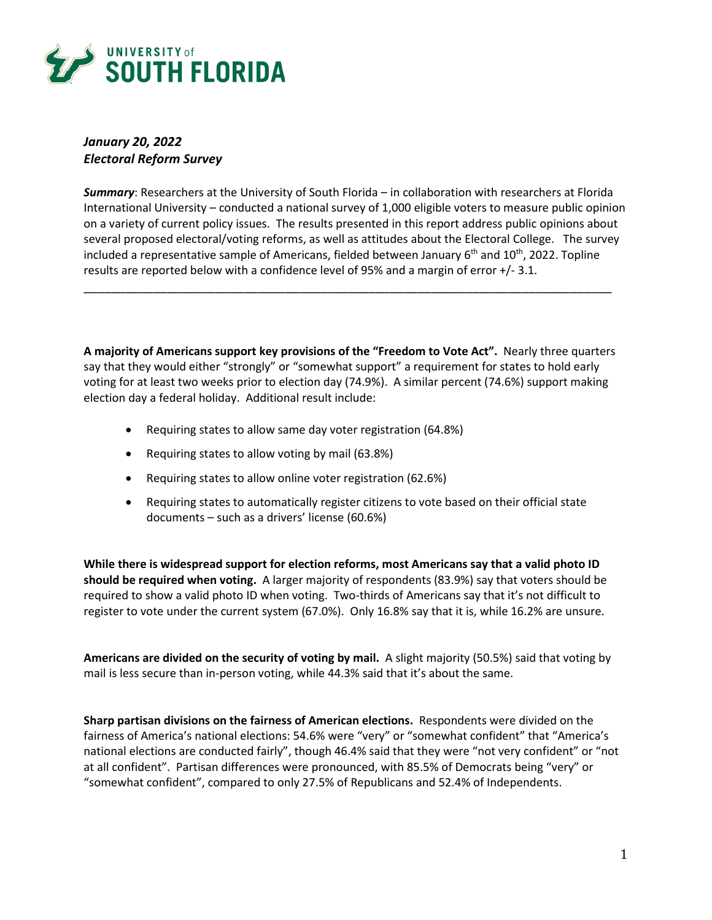*January 20, 2022*
*Electoral Reform Survey*

***Summary***: Researchers at the University of South Florida – in collaboration with researchers at Florida International University – conducted a national survey of 1,000 eligible voters to measure public opinion on a variety of current policy issues. The results presented in this report address public opinions about several proposed electoral/voting reforms, as well as attitudes about the Electoral College. The survey included a representative sample of Americans, fielded between January 6th and 10th, 2022. Topline results are reported below with a confidence level of 95% and a margin of error +/- 3.1.

---

**A majority of Americans support key provisions of the "Freedom to Vote Act".** Nearly three quarters say that they would either "strongly" or "somewhat support" a requirement for states to hold early voting for at least two weeks prior to election day (74.9%). A similar percent (74.6%) support making election day a federal holiday. Additional result include:

- Requiring states to allow same day voter registration (64.8%)
- Requiring states to allow voting by mail (63.8%)
- Requiring states to allow online voter registration (62.6%)
- Requiring states to automatically register citizens to vote based on their official state documents – such as a drivers' license (60.6%)

**While there is widespread support for election reforms, most Americans say that a valid photo ID should be required when voting.** A larger majority of respondents (83.9%) say that voters should be required to show a valid photo ID when voting. Two-thirds of Americans say that it's not difficult to register to vote under the current system (67.0%). Only 16.8% say that it is, while 16.2% are unsure.

**Americans are divided on the security of voting by mail.** A slight majority (50.5%) said that voting by mail is less secure than in-person voting, while 44.3% said that it's about the same.

**Sharp partisan divisions on the fairness of American elections.** Respondents were divided on the fairness of America's national elections: 54.6% were "very" or "somewhat confident" that "America's national elections are conducted fairly", though 46.4% said that they were "not very confident" or "not at all confident". Partisan differences were pronounced, with 85.5% of Democrats being "very" or "somewhat confident", compared to only 27.5% of Republicans and 52.4% of Independents.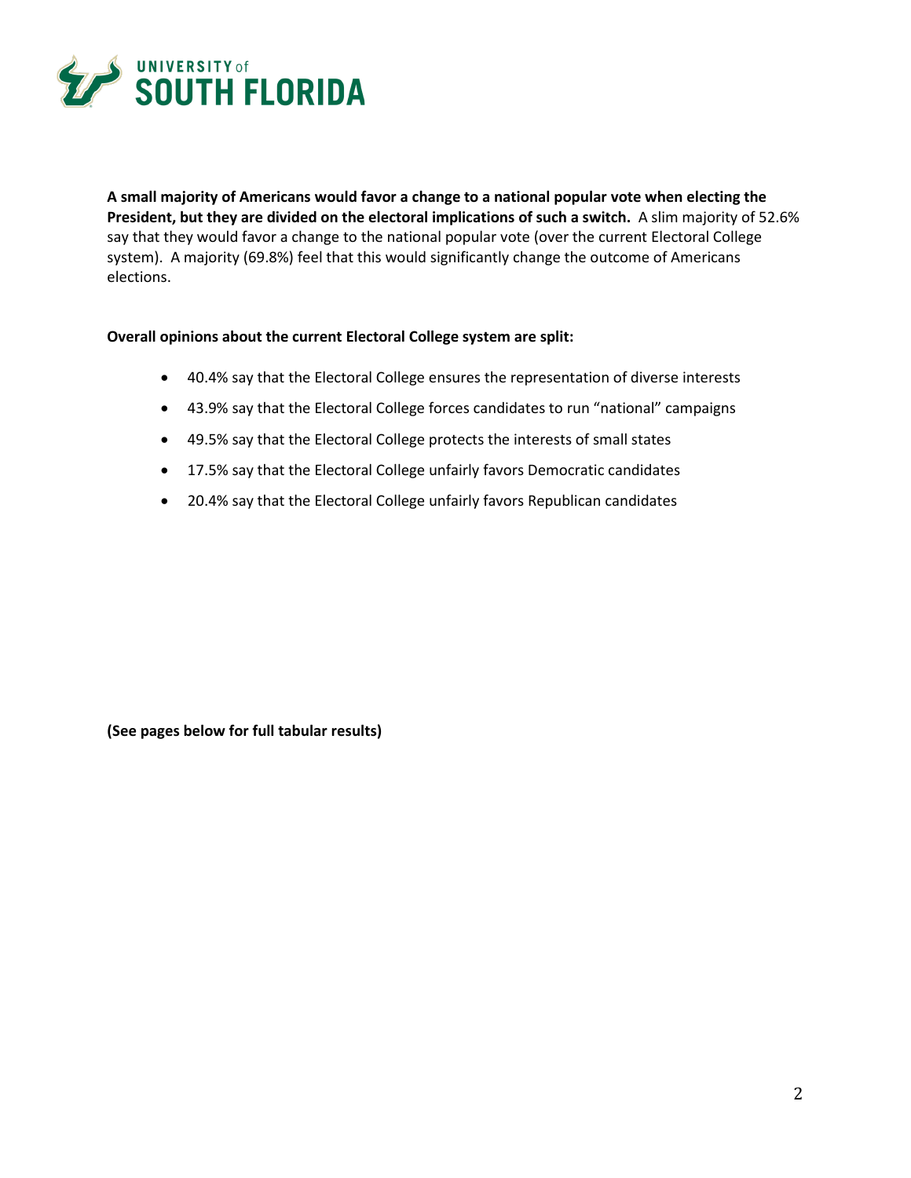**A small majority of Americans would favor a change to a national popular vote when electing the President, but they are divided on the electoral implications of such a switch.** A slim majority of 52.6% say that they would favor a change to the national popular vote (over the current Electoral College system). A majority (69.8%) feel that this would significantly change the outcome of Americans elections.

**Overall opinions about the current Electoral College system are split:**

- 40.4% say that the Electoral College ensures the representation of diverse interests
- 43.9% say that the Electoral College forces candidates to run "national" campaigns
- 49.5% say that the Electoral College protects the interests of small states
- 17.5% say that the Electoral College unfairly favors Democratic candidates
- 20.4% say that the Electoral College unfairly favors Republican candidates

**(See pages below for full tabular results)**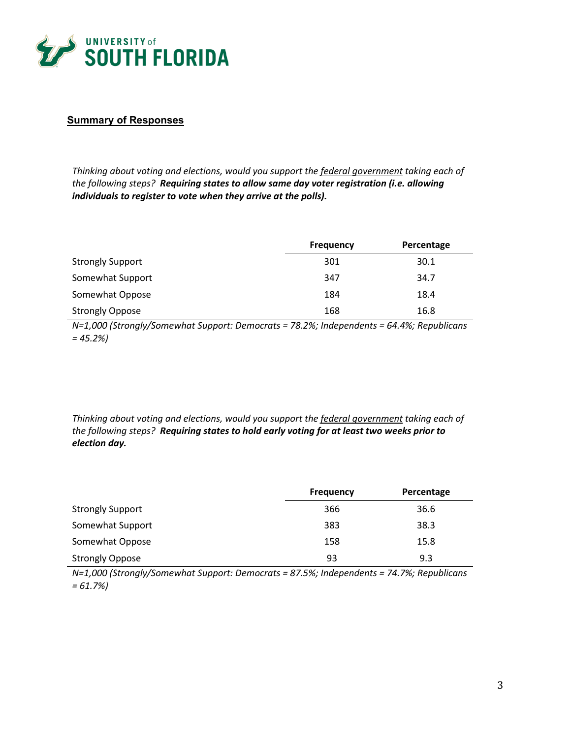## Summary of Responses

*Thinking about voting and elections, would you support the federal government taking each of the following steps?* ***Requiring states to allow same day voter registration (i.e. allowing individuals to register to vote when they arrive at the polls).***

| | Frequency | Percentage |
|---|---|---|
| Strongly Support | 301 | 30.1 |
| Somewhat Support | 347 | 34.7 |
| Somewhat Oppose | 184 | 18.4 |
| Strongly Oppose | 168 | 16.8 |

*N=1,000 (Strongly/Somewhat Support: Democrats = 78.2%; Independents = 64.4%; Republicans = 45.2%)*

*Thinking about voting and elections, would you support the federal government taking each of the following steps?* ***Requiring states to hold early voting for at least two weeks prior to election day.***

| | Frequency | Percentage |
|---|---|---|
| Strongly Support | 366 | 36.6 |
| Somewhat Support | 383 | 38.3 |
| Somewhat Oppose | 158 | 15.8 |
| Strongly Oppose | 93 | 9.3 |

*N=1,000 (Strongly/Somewhat Support: Democrats = 87.5%; Independents = 74.7%; Republicans = 61.7%)*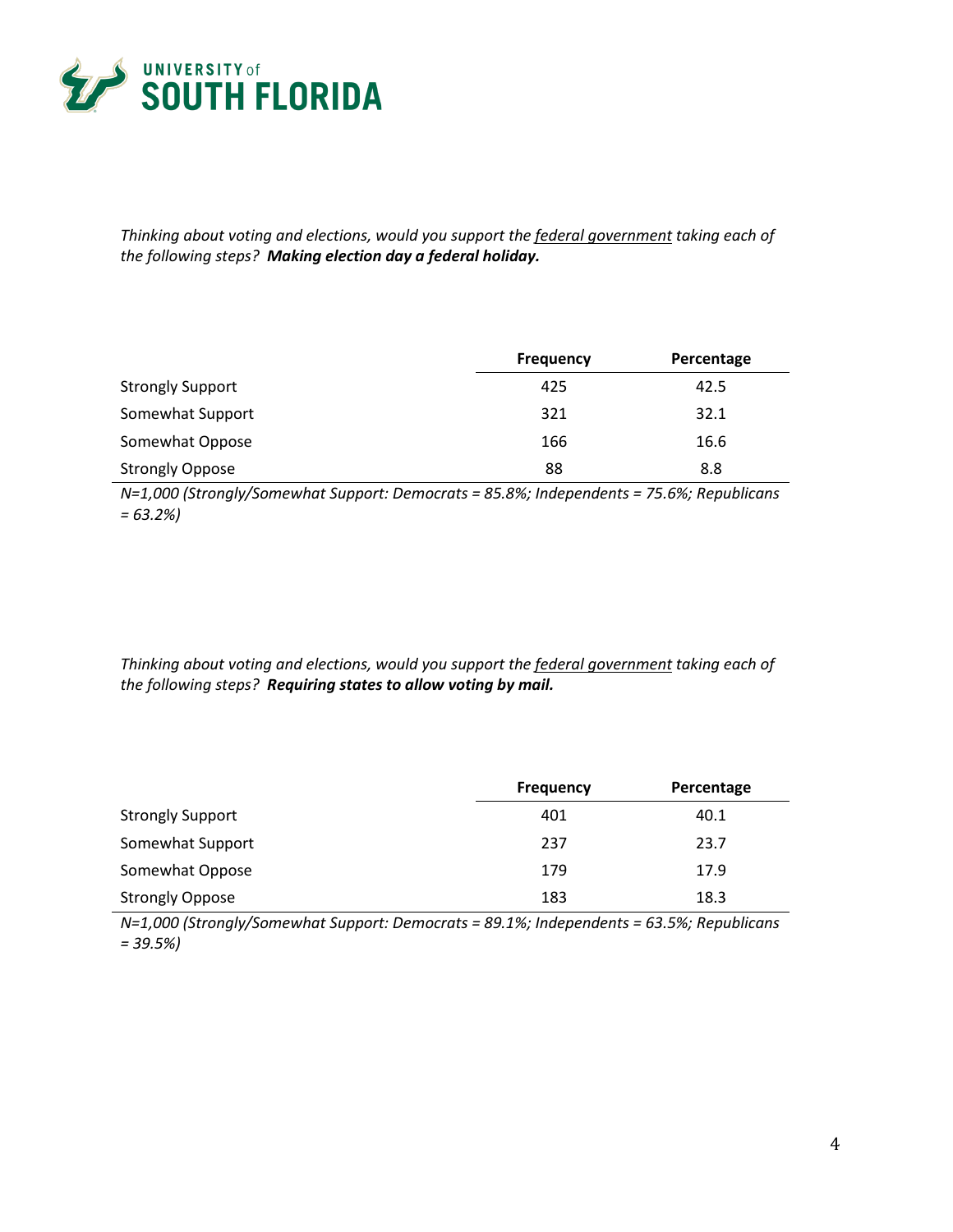*Thinking about voting and elections, would you support the federal government taking each of the following steps? **Making election day a federal holiday.***

| | Frequency | Percentage |
|---|---|---|
| Strongly Support | 425 | 42.5 |
| Somewhat Support | 321 | 32.1 |
| Somewhat Oppose | 166 | 16.6 |
| Strongly Oppose | 88 | 8.8 |

*N=1,000 (Strongly/Somewhat Support: Democrats = 85.8%; Independents = 75.6%; Republicans = 63.2%)*

*Thinking about voting and elections, would you support the federal government taking each of the following steps? **Requiring states to allow voting by mail.***

| | Frequency | Percentage |
|---|---|---|
| Strongly Support | 401 | 40.1 |
| Somewhat Support | 237 | 23.7 |
| Somewhat Oppose | 179 | 17.9 |
| Strongly Oppose | 183 | 18.3 |

*N=1,000 (Strongly/Somewhat Support: Democrats = 89.1%; Independents = 63.5%; Republicans = 39.5%)*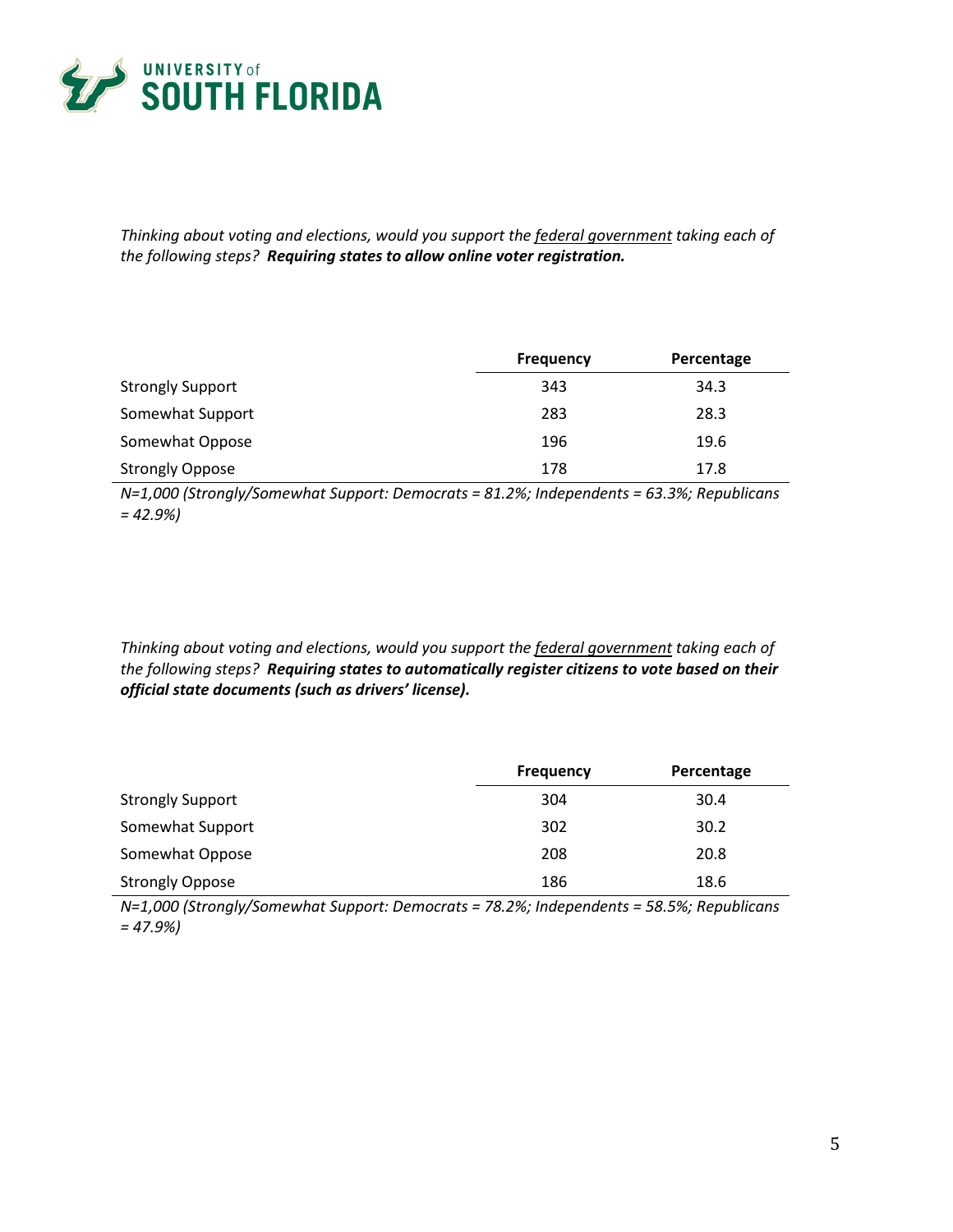*Thinking about voting and elections, would you support the <u>federal government</u> taking each of the following steps? **Requiring states to allow online voter registration.***

| | Frequency | Percentage |
|---|---|---|
| Strongly Support | 343 | 34.3 |
| Somewhat Support | 283 | 28.3 |
| Somewhat Oppose | 196 | 19.6 |
| Strongly Oppose | 178 | 17.8 |

*N=1,000 (Strongly/Somewhat Support: Democrats = 81.2%; Independents = 63.3%; Republicans = 42.9%)*

*Thinking about voting and elections, would you support the <u>federal government</u> taking each of the following steps? **Requiring states to automatically register citizens to vote based on their official state documents (such as drivers' license).***

| | Frequency | Percentage |
|---|---|---|
| Strongly Support | 304 | 30.4 |
| Somewhat Support | 302 | 30.2 |
| Somewhat Oppose | 208 | 20.8 |
| Strongly Oppose | 186 | 18.6 |

*N=1,000 (Strongly/Somewhat Support: Democrats = 78.2%; Independents = 58.5%; Republicans = 47.9%)*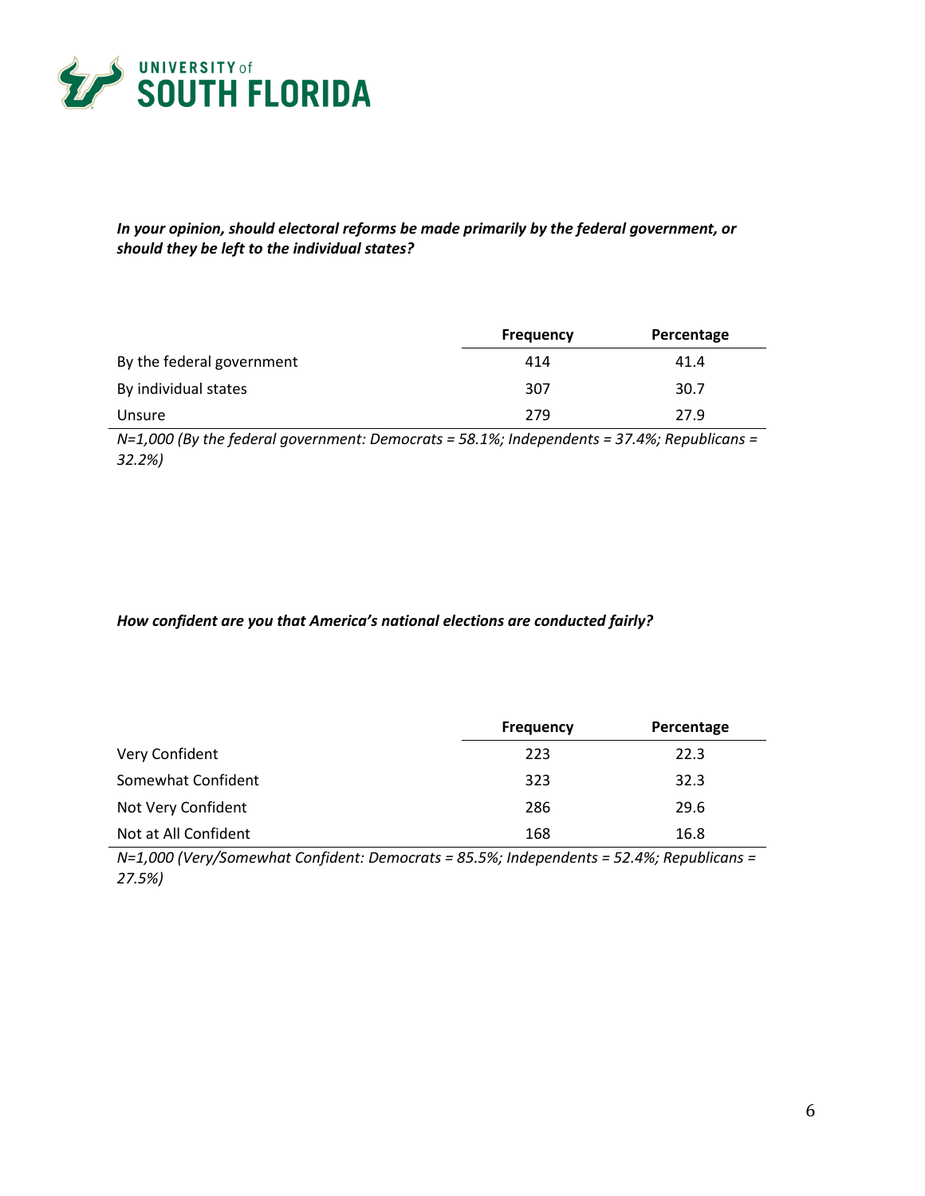***In your opinion, should electoral reforms be made primarily by the federal government, or should they be left to the individual states?***

| | Frequency | Percentage |
|---|---|---|
| By the federal government | 414 | 41.4 |
| By individual states | 307 | 30.7 |
| Unsure | 279 | 27.9 |

*N=1,000 (By the federal government: Democrats = 58.1%; Independents = 37.4%; Republicans = 32.2%)*

***How confident are you that America's national elections are conducted fairly?***

| | Frequency | Percentage |
|---|---|---|
| Very Confident | 223 | 22.3 |
| Somewhat Confident | 323 | 32.3 |
| Not Very Confident | 286 | 29.6 |
| Not at All Confident | 168 | 16.8 |

*N=1,000 (Very/Somewhat Confident: Democrats = 85.5%; Independents = 52.4%; Republicans = 27.5%)*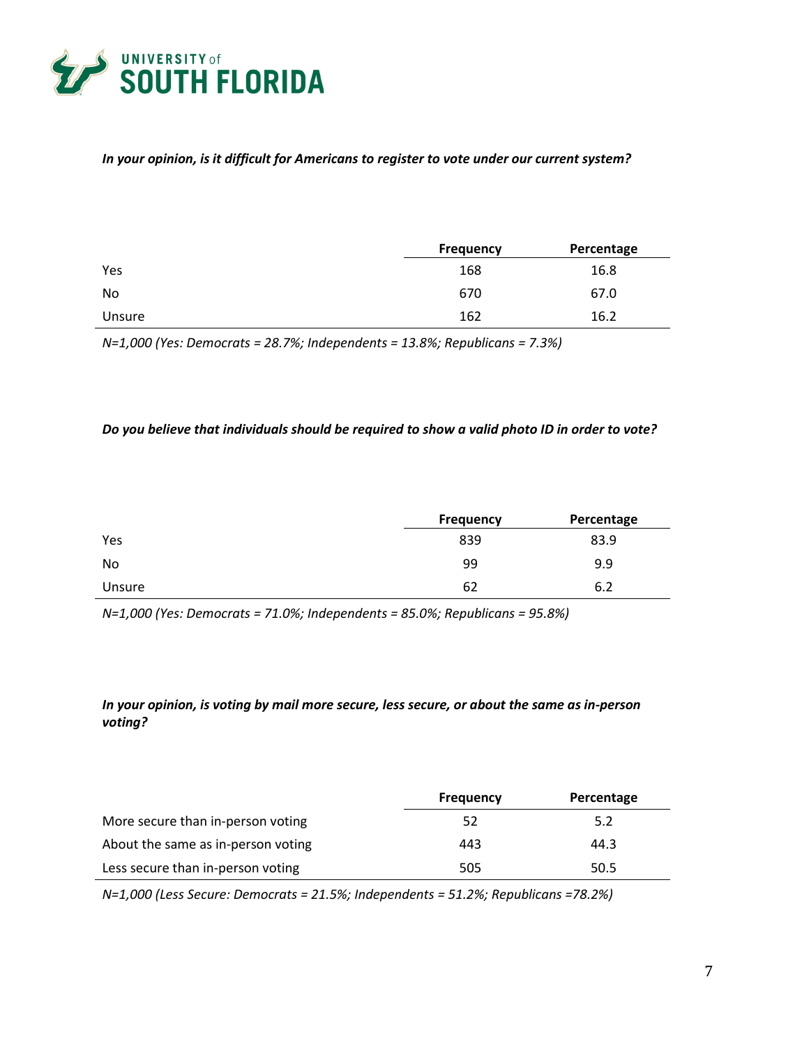***In your opinion, is it difficult for Americans to register to vote under our current system?***

| | Frequency | Percentage |
|---|---|---|
| Yes | 168 | 16.8 |
| No | 670 | 67.0 |
| Unsure | 162 | 16.2 |

*N=1,000 (Yes: Democrats = 28.7%; Independents = 13.8%; Republicans = 7.3%)*

***Do you believe that individuals should be required to show a valid photo ID in order to vote?***

| | Frequency | Percentage |
|---|---|---|
| Yes | 839 | 83.9 |
| No | 99 | 9.9 |
| Unsure | 62 | 6.2 |

*N=1,000 (Yes: Democrats = 71.0%; Independents = 85.0%; Republicans = 95.8%)*

***In your opinion, is voting by mail more secure, less secure, or about the same as in-person voting?***

| | Frequency | Percentage |
|---|---|---|
| More secure than in-person voting | 52 | 5.2 |
| About the same as in-person voting | 443 | 44.3 |
| Less secure than in-person voting | 505 | 50.5 |

*N=1,000 (Less Secure: Democrats = 21.5%; Independents = 51.2%; Republicans =78.2%)*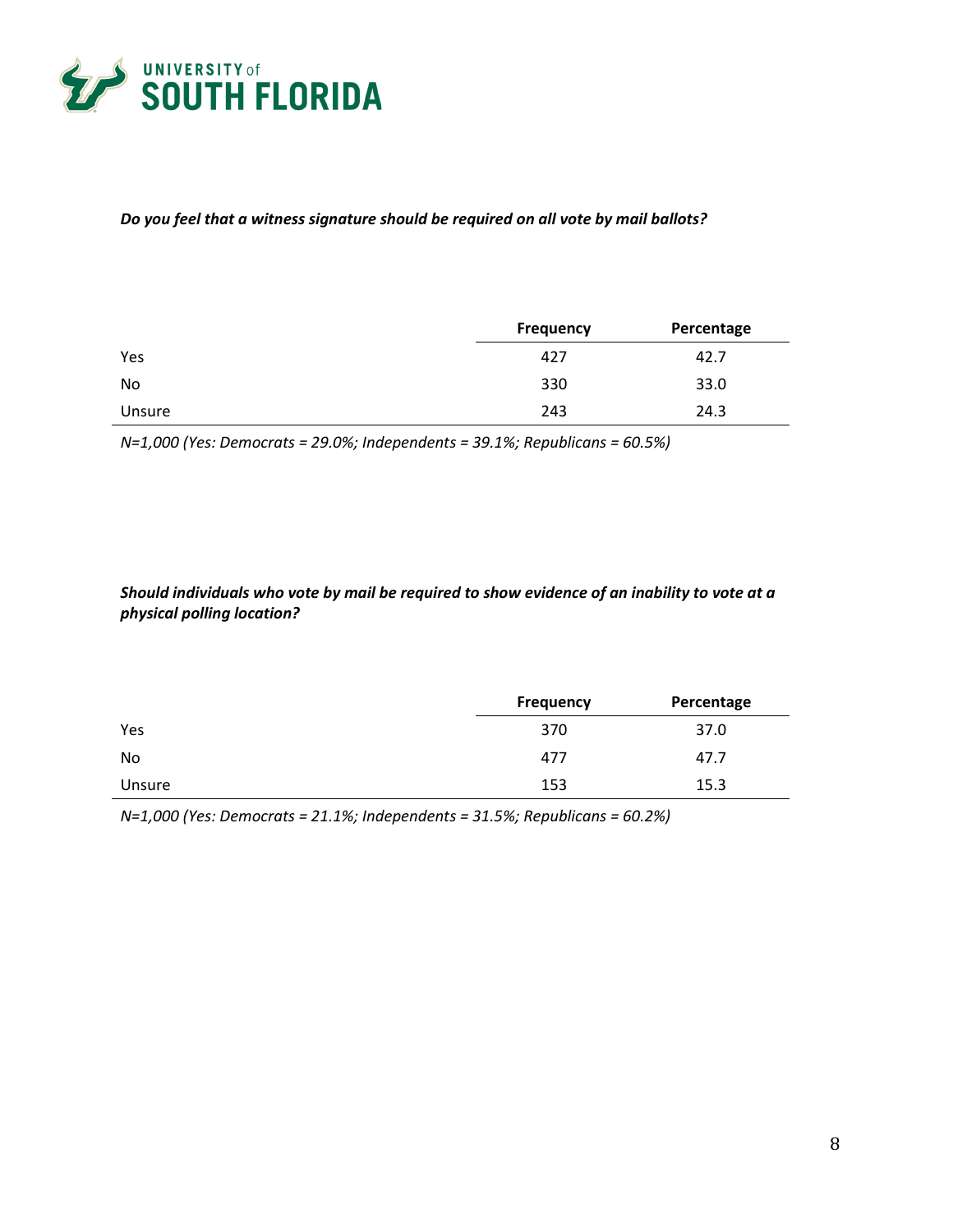*Do you feel that a witness signature should be required on all vote by mail ballots?*

| | Frequency | Percentage |
|---|---|---|
| Yes | 427 | 42.7 |
| No | 330 | 33.0 |
| Unsure | 243 | 24.3 |

*N=1,000 (Yes: Democrats = 29.0%; Independents = 39.1%; Republicans = 60.5%)*

*Should individuals who vote by mail be required to show evidence of an inability to vote at a physical polling location?*

| | Frequency | Percentage |
|---|---|---|
| Yes | 370 | 37.0 |
| No | 477 | 47.7 |
| Unsure | 153 | 15.3 |

*N=1,000 (Yes: Democrats = 21.1%; Independents = 31.5%; Republicans = 60.2%)*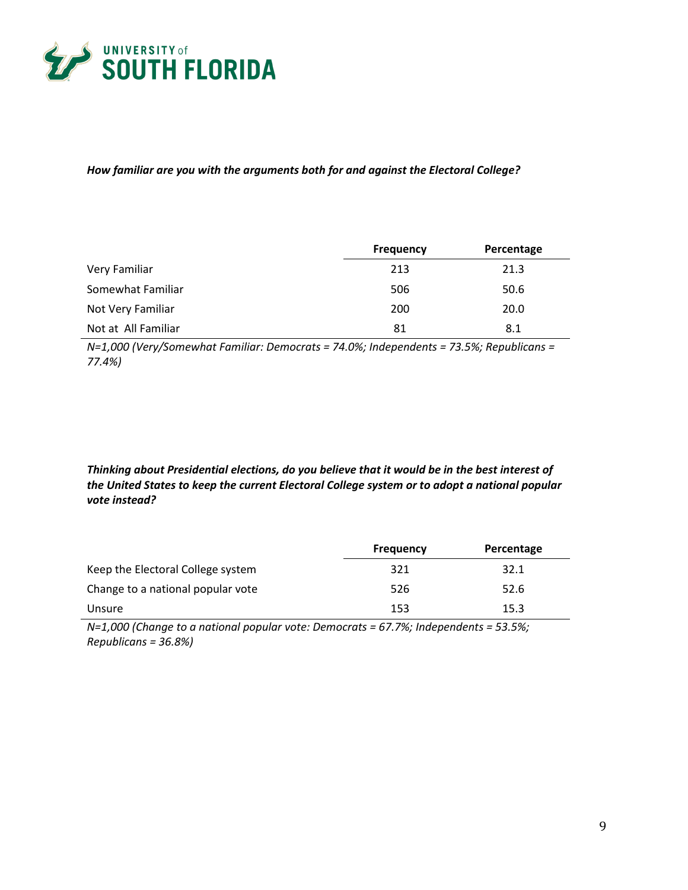***How familiar are you with the arguments both for and against the Electoral College?***

| | Frequency | Percentage |
|---|---|---|
| Very Familiar | 213 | 21.3 |
| Somewhat Familiar | 506 | 50.6 |
| Not Very Familiar | 200 | 20.0 |
| Not at All Familiar | 81 | 8.1 |

*N=1,000 (Very/Somewhat Familiar: Democrats = 74.0%; Independents = 73.5%; Republicans = 77.4%)*

***Thinking about Presidential elections, do you believe that it would be in the best interest of the United States to keep the current Electoral College system or to adopt a national popular vote instead?***

| | Frequency | Percentage |
|---|---|---|
| Keep the Electoral College system | 321 | 32.1 |
| Change to a national popular vote | 526 | 52.6 |
| Unsure | 153 | 15.3 |

*N=1,000 (Change to a national popular vote: Democrats = 67.7%; Independents = 53.5%; Republicans = 36.8%)*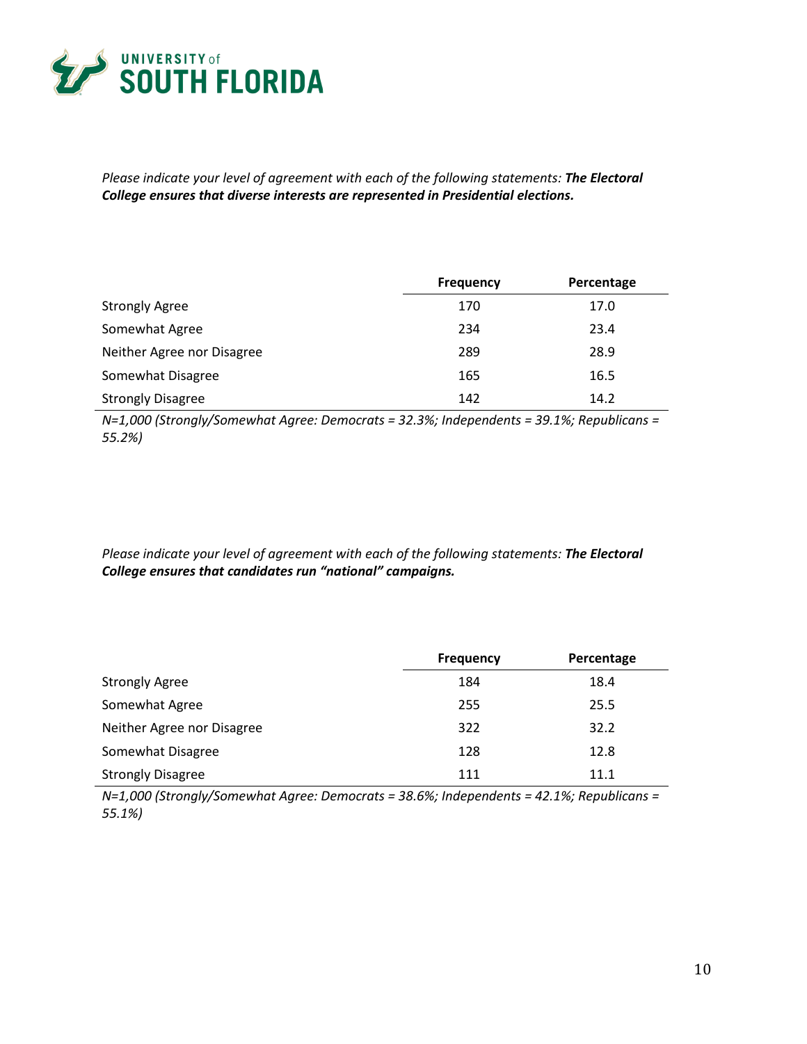*Please indicate your level of agreement with each of the following statements:* ***The Electoral College ensures that diverse interests are represented in Presidential elections.***

| | Frequency | Percentage |
|---|---|---|
| Strongly Agree | 170 | 17.0 |
| Somewhat Agree | 234 | 23.4 |
| Neither Agree nor Disagree | 289 | 28.9 |
| Somewhat Disagree | 165 | 16.5 |
| Strongly Disagree | 142 | 14.2 |

*N=1,000 (Strongly/Somewhat Agree: Democrats = 32.3%; Independents = 39.1%; Republicans = 55.2%)*

*Please indicate your level of agreement with each of the following statements:* ***The Electoral College ensures that candidates run "national" campaigns.***

| | Frequency | Percentage |
|---|---|---|
| Strongly Agree | 184 | 18.4 |
| Somewhat Agree | 255 | 25.5 |
| Neither Agree nor Disagree | 322 | 32.2 |
| Somewhat Disagree | 128 | 12.8 |
| Strongly Disagree | 111 | 11.1 |

*N=1,000 (Strongly/Somewhat Agree: Democrats = 38.6%; Independents = 42.1%; Republicans = 55.1%)*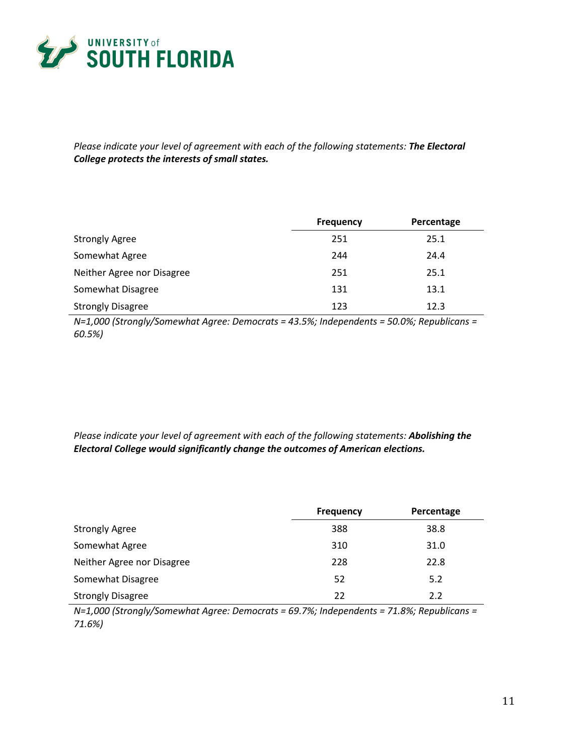*Please indicate your level of agreement with each of the following statements:* ***The Electoral College protects the interests of small states.***

| | Frequency | Percentage |
|---|---|---|
| Strongly Agree | 251 | 25.1 |
| Somewhat Agree | 244 | 24.4 |
| Neither Agree nor Disagree | 251 | 25.1 |
| Somewhat Disagree | 131 | 13.1 |
| Strongly Disagree | 123 | 12.3 |

*N=1,000 (Strongly/Somewhat Agree: Democrats = 43.5%; Independents = 50.0%; Republicans = 60.5%)*

*Please indicate your level of agreement with each of the following statements:* ***Abolishing the Electoral College would significantly change the outcomes of American elections.***

| | Frequency | Percentage |
|---|---|---|
| Strongly Agree | 388 | 38.8 |
| Somewhat Agree | 310 | 31.0 |
| Neither Agree nor Disagree | 228 | 22.8 |
| Somewhat Disagree | 52 | 5.2 |
| Strongly Disagree | 22 | 2.2 |

*N=1,000 (Strongly/Somewhat Agree: Democrats = 69.7%; Independents = 71.8%; Republicans = 71.6%)*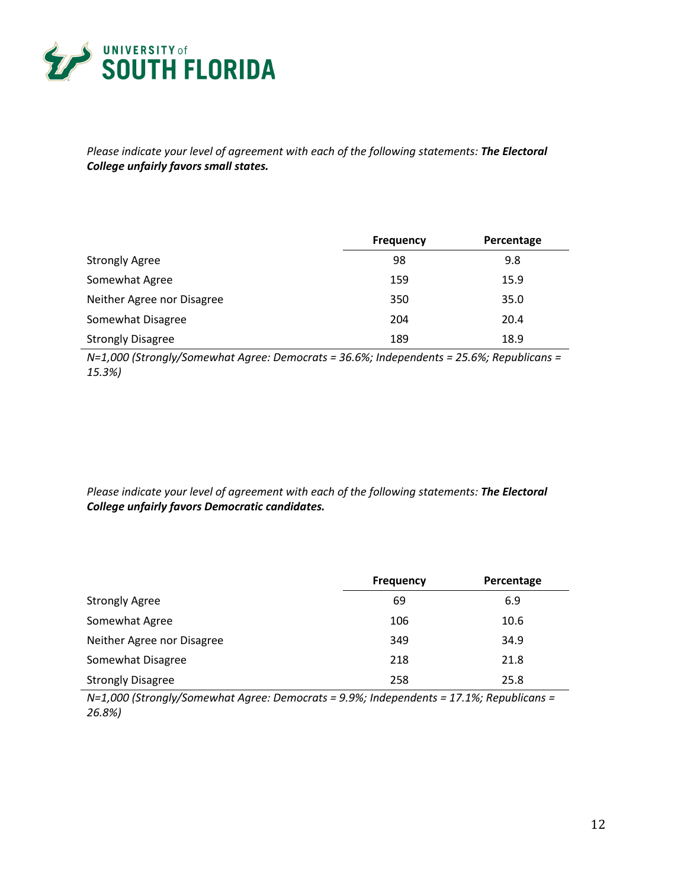*Please indicate your level of agreement with each of the following statements:* ***The Electoral College unfairly favors small states.***

| | Frequency | Percentage |
|---|---|---|
| Strongly Agree | 98 | 9.8 |
| Somewhat Agree | 159 | 15.9 |
| Neither Agree nor Disagree | 350 | 35.0 |
| Somewhat Disagree | 204 | 20.4 |
| Strongly Disagree | 189 | 18.9 |

*N=1,000 (Strongly/Somewhat Agree: Democrats = 36.6%; Independents = 25.6%; Republicans = 15.3%)*

*Please indicate your level of agreement with each of the following statements:* ***The Electoral College unfairly favors Democratic candidates.***

| | Frequency | Percentage |
|---|---|---|
| Strongly Agree | 69 | 6.9 |
| Somewhat Agree | 106 | 10.6 |
| Neither Agree nor Disagree | 349 | 34.9 |
| Somewhat Disagree | 218 | 21.8 |
| Strongly Disagree | 258 | 25.8 |

*N=1,000 (Strongly/Somewhat Agree: Democrats = 9.9%; Independents = 17.1%; Republicans = 26.8%)*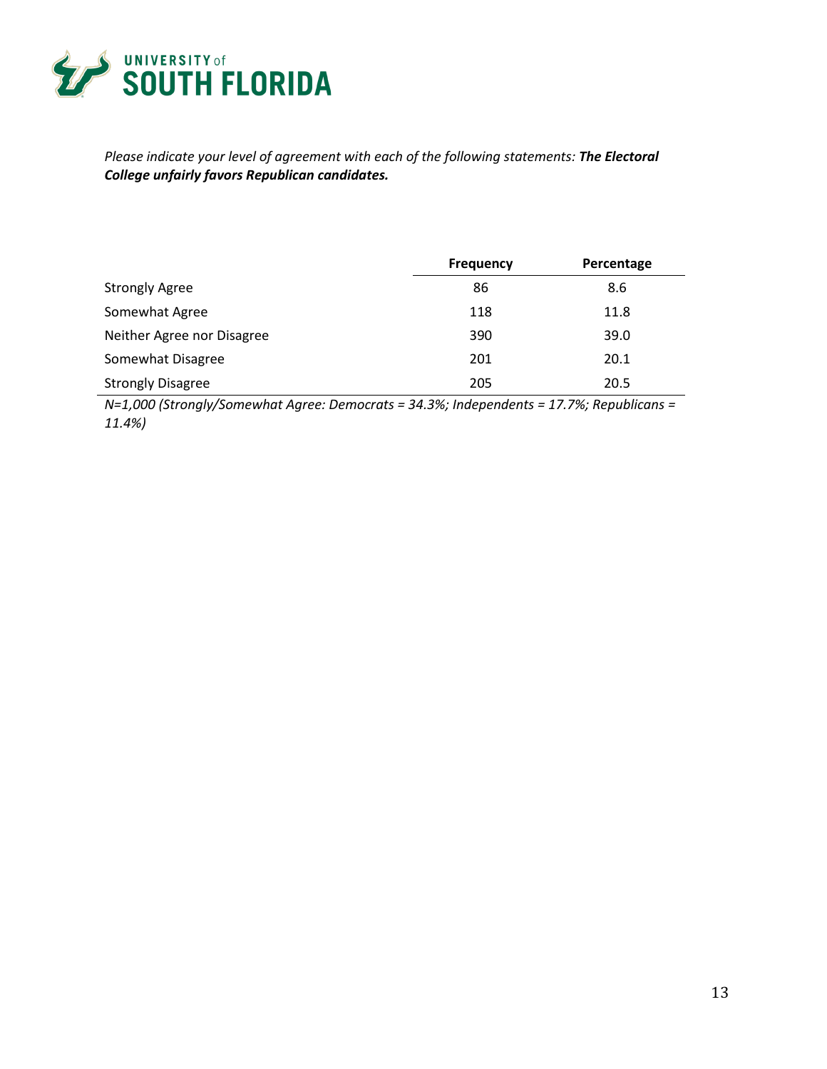*Please indicate your level of agreement with each of the following statements:* ***The Electoral College unfairly favors Republican candidates.***

| | Frequency | Percentage |
|---|---|---|
| Strongly Agree | 86 | 8.6 |
| Somewhat Agree | 118 | 11.8 |
| Neither Agree nor Disagree | 390 | 39.0 |
| Somewhat Disagree | 201 | 20.1 |
| Strongly Disagree | 205 | 20.5 |

*N=1,000 (Strongly/Somewhat Agree: Democrats = 34.3%; Independents = 17.7%; Republicans = 11.4%)*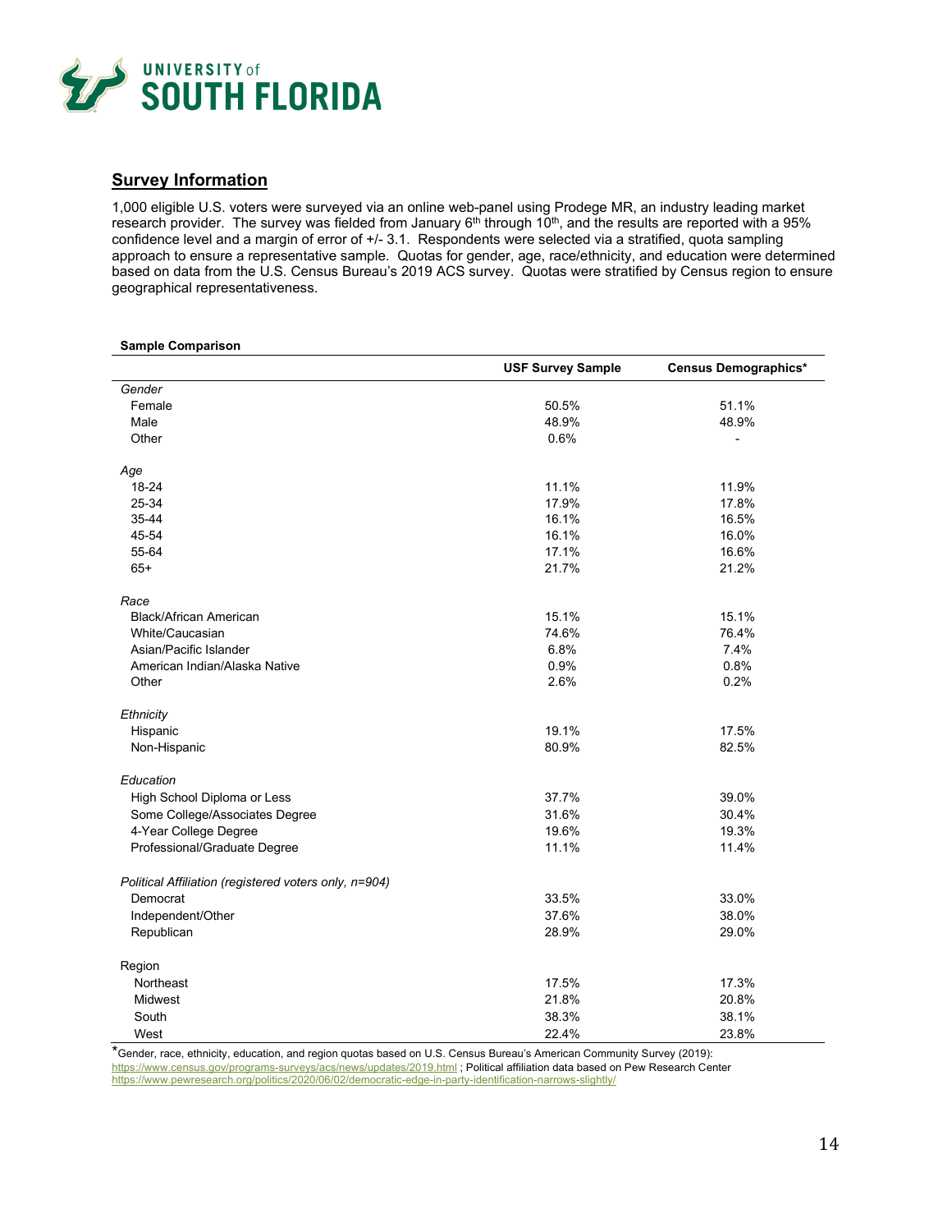## Survey Information

1,000 eligible U.S. voters were surveyed via an online web-panel using Prodege MR, an industry leading market research provider. The survey was fielded from January 6th through 10th, and the results are reported with a 95% confidence level and a margin of error of +/- 3.1. Respondents were selected via a stratified, quota sampling approach to ensure a representative sample. Quotas for gender, age, race/ethnicity, and education were determined based on data from the U.S. Census Bureau's 2019 ACS survey. Quotas were stratified by Census region to ensure geographical representativeness.

**Sample Comparison**

| | USF Survey Sample | Census Demographics* |
|---|---|---|
| *Gender* | | |
| Female | 50.5% | 51.1% |
| Male | 48.9% | 48.9% |
| Other | 0.6% | - |
| *Age* | | |
| 18-24 | 11.1% | 11.9% |
| 25-34 | 17.9% | 17.8% |
| 35-44 | 16.1% | 16.5% |
| 45-54 | 16.1% | 16.0% |
| 55-64 | 17.1% | 16.6% |
| 65+ | 21.7% | 21.2% |
| *Race* | | |
| Black/African American | 15.1% | 15.1% |
| White/Caucasian | 74.6% | 76.4% |
| Asian/Pacific Islander | 6.8% | 7.4% |
| American Indian/Alaska Native | 0.9% | 0.8% |
| Other | 2.6% | 0.2% |
| *Ethnicity* | | |
| Hispanic | 19.1% | 17.5% |
| Non-Hispanic | 80.9% | 82.5% |
| *Education* | | |
| High School Diploma or Less | 37.7% | 39.0% |
| Some College/Associates Degree | 31.6% | 30.4% |
| 4-Year College Degree | 19.6% | 19.3% |
| Professional/Graduate Degree | 11.1% | 11.4% |
| *Political Affiliation (registered voters only, n=904)* | | |
| Democrat | 33.5% | 33.0% |
| Independent/Other | 37.6% | 38.0% |
| Republican | 28.9% | 29.0% |
| Region | | |
| Northeast | 17.5% | 17.3% |
| Midwest | 21.8% | 20.8% |
| South | 38.3% | 38.1% |
| West | 22.4% | 23.8% |

*Gender, race, ethnicity, education, and region quotas based on U.S. Census Bureau's American Community Survey (2019): https://www.census.gov/programs-surveys/acs/news/updates/2019.html ; Political affiliation data based on Pew Research Center https://www.pewresearch.org/politics/2020/06/02/democratic-edge-in-party-identification-narrows-slightly/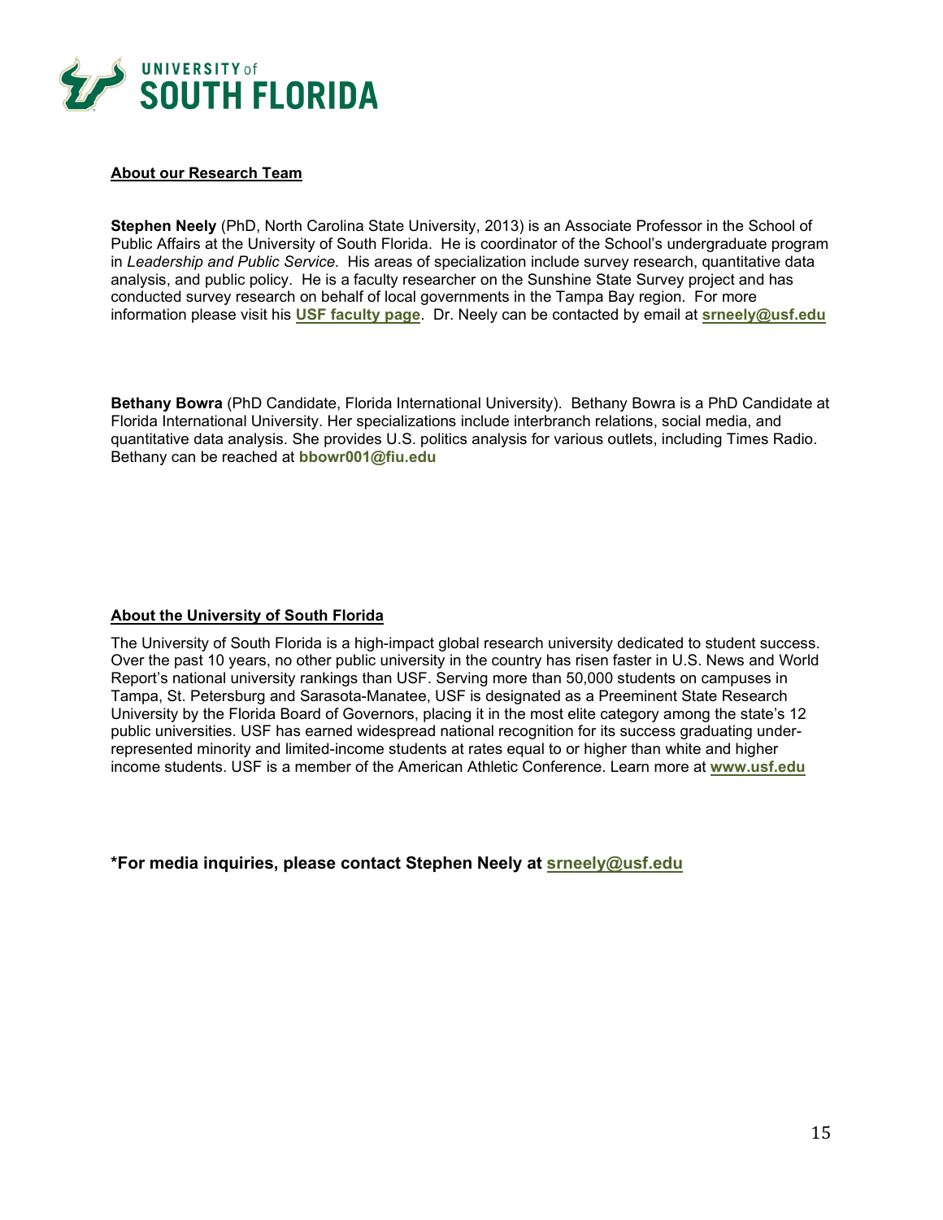**About our Research Team**

**Stephen Neely** (PhD, North Carolina State University, 2013) is an Associate Professor in the School of Public Affairs at the University of South Florida. He is coordinator of the School's undergraduate program in *Leadership and Public Service*. His areas of specialization include survey research, quantitative data analysis, and public policy. He is a faculty researcher on the Sunshine State Survey project and has conducted survey research on behalf of local governments in the Tampa Bay region. For more information please visit his **USF faculty page**. Dr. Neely can be contacted by email at **srneely@usf.edu**

**Bethany Bowra** (PhD Candidate, Florida International University). Bethany Bowra is a PhD Candidate at Florida International University. Her specializations include interbranch relations, social media, and quantitative data analysis. She provides U.S. politics analysis for various outlets, including Times Radio. Bethany can be reached at **bbowr001@fiu.edu**

**About the University of South Florida**

The University of South Florida is a high-impact global research university dedicated to student success. Over the past 10 years, no other public university in the country has risen faster in U.S. News and World Report's national university rankings than USF. Serving more than 50,000 students on campuses in Tampa, St. Petersburg and Sarasota-Manatee, USF is designated as a Preeminent State Research University by the Florida Board of Governors, placing it in the most elite category among the state's 12 public universities. USF has earned widespread national recognition for its success graduating under-represented minority and limited-income students at rates equal to or higher than white and higher income students. USF is a member of the American Athletic Conference. Learn more at **www.usf.edu**

**\*For media inquiries, please contact Stephen Neely at srneely@usf.edu**